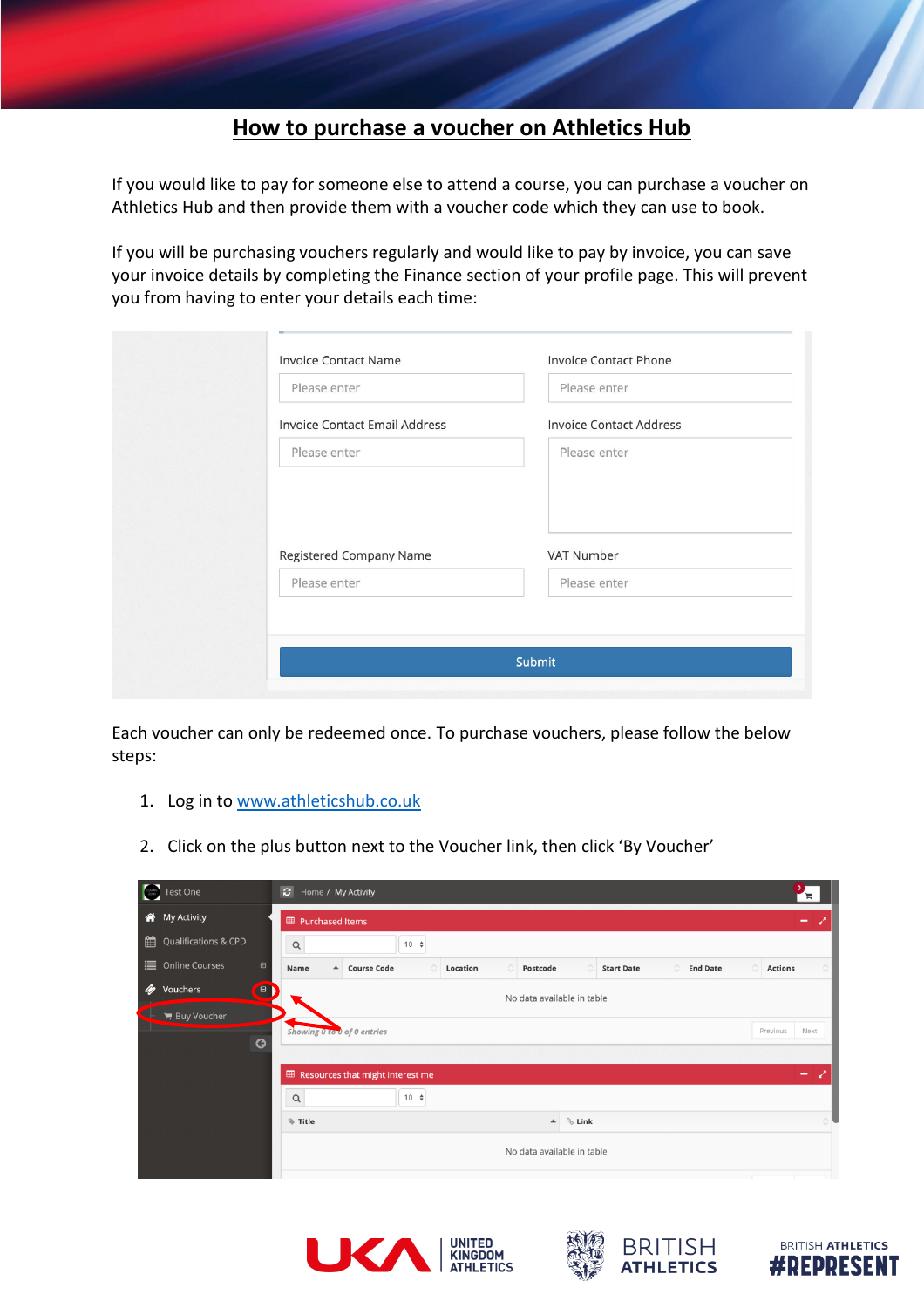# How to purchase a voucher on Athletics Hub

If you would like to pay for someone else to attend a course, you can purchase a voucher on Athletics Hub and then provide them with a voucher code which they can use to book.

If you will be purchasing vouchers regularly and would like to pay by invoice, you can save your invoice details by completing the Finance section of your profile page. This will prevent you from having to enter your details each time:

Each voucher can only be redeemed once. To purchase vouchers, please follow the below steps:

1. Log in to [www.athleticshub.co.uk](http://www.athleticshub.co.uk)

2. Click on the plus button next to the Voucher link, then click 'By Voucher'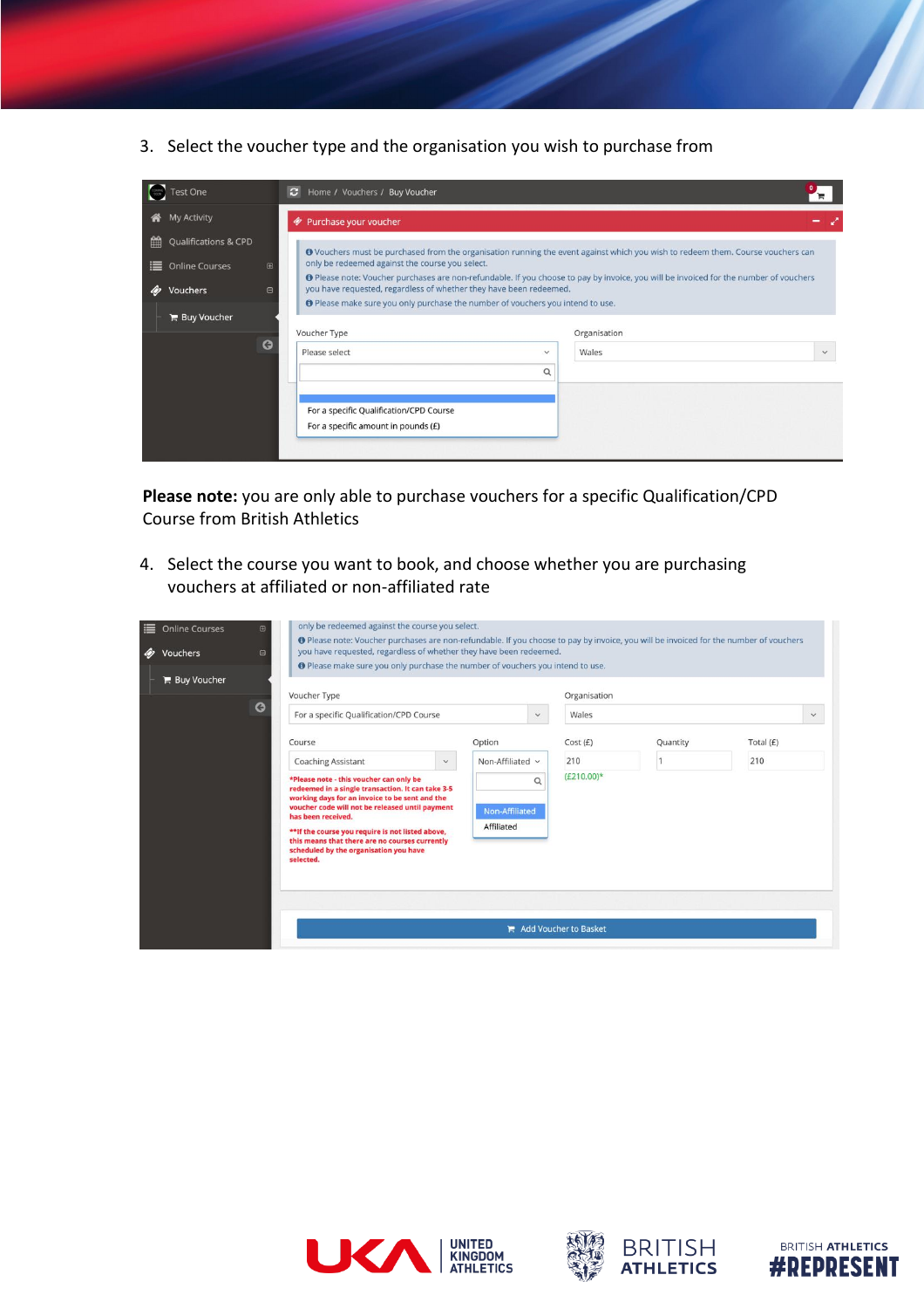3. Select the voucher type and the organisation you wish to purchase from

**Please note:** you are only able to purchase vouchers for a specific Qualification/CPD Course from British Athletics

4. Select the course you want to book, and choose whether you are purchasing vouchers at affiliated or non-affiliated rate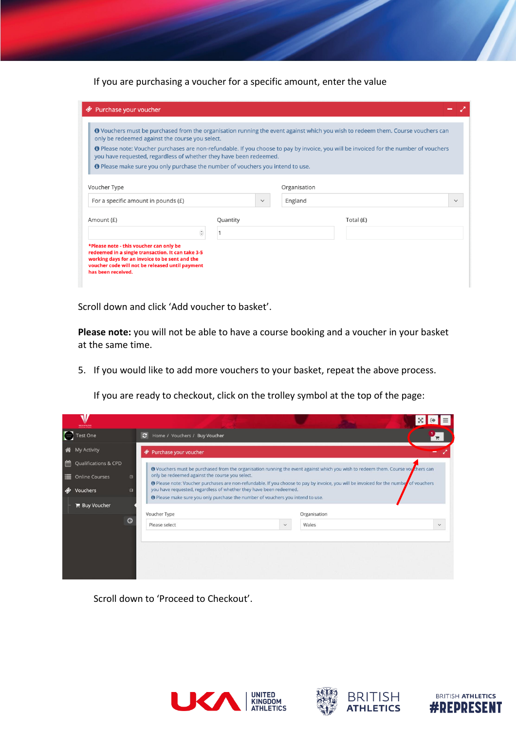If you are purchasing a voucher for a specific amount, enter the value

Scroll down and click 'Add voucher to basket'.

**Please note:** you will not be able to have a course booking and a voucher in your basket at the same time.

5. If you would like to add more vouchers to your basket, repeat the above process.

   If you are ready to checkout, click on the trolley symbol at the top of the page:

   Scroll down to 'Proceed to Checkout'.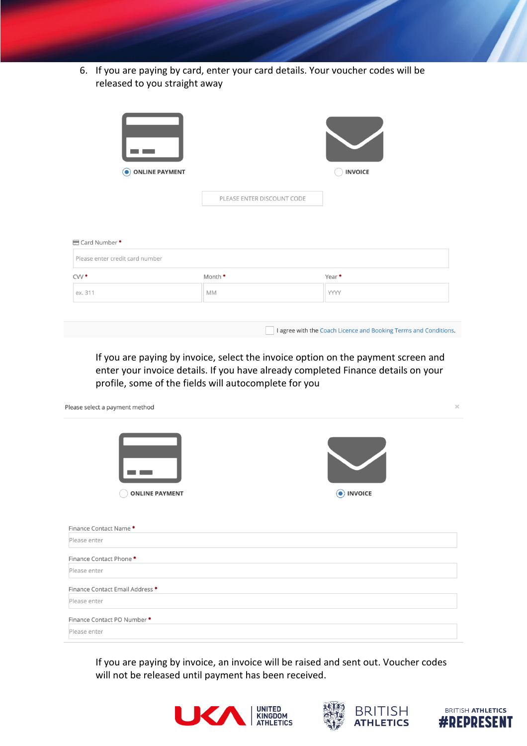6. If you are paying by card, enter your card details. Your voucher codes will be released to you straight away

ONLINE PAYMENT

INVOICE

PLEASE ENTER DISCOUNT CODE

Card Number *

Please enter credit card number

CVV *

ex. 311

Month *

MM

Year *

YYYY

I agree with the Coach Licence and Booking Terms and Conditions.

If you are paying by invoice, select the invoice option on the payment screen and enter your invoice details. If you have already completed Finance details on your profile, some of the fields will autocomplete for you

Please select a payment method

ONLINE PAYMENT

INVOICE

Finance Contact Name *

Please enter

Finance Contact Phone *

Please enter

Finance Contact Email Address *

Please enter

Finance Contact PO Number *

Please enter

If you are paying by invoice, an invoice will be raised and sent out. Voucher codes will not be released until payment has been received.